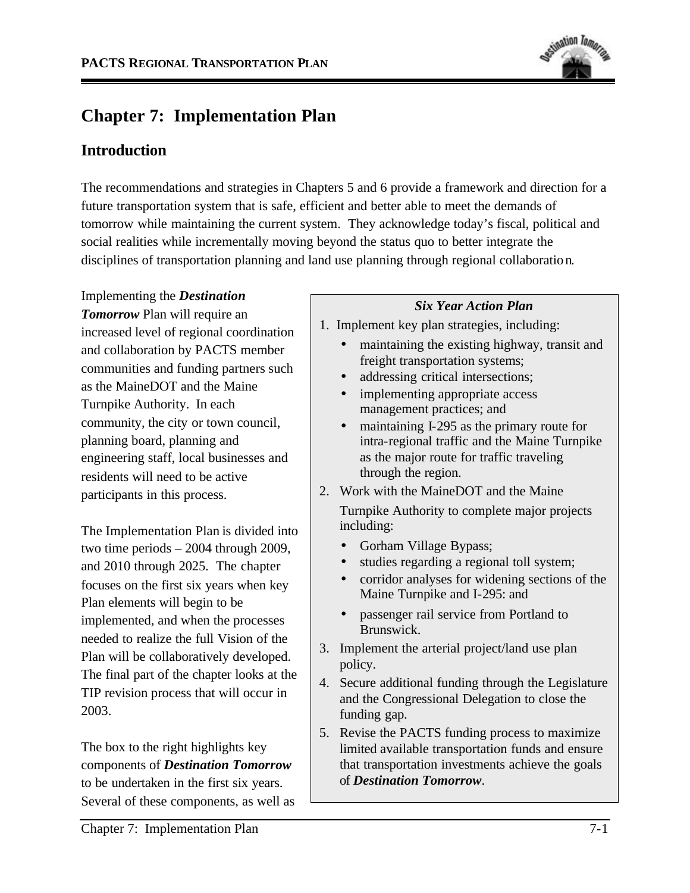# Chapter 7: Implementation Plan

## Introduction

The recommendations and strategies in Chapters 5 and 6 provide a framework and direction for a future transportation system that is safe, efficient and better able to meet the demands of tomorrow while maintaining the current system. They acknowledge today's fiscal, political and social realities while incrementally moving beyond the status quo to better integrate the disciplines of transportation planning and land use planning through regional collaboration.

Implementing the ***Destination Tomorrow*** Plan will require an increased level of regional coordination and collaboration by PACTS member communities and funding partners such as the MaineDOT and the Maine Turnpike Authority. In each community, the city or town council, planning board, planning and engineering staff, local businesses and residents will need to be active participants in this process.

The Implementation Plan is divided into two time periods – 2004 through 2009, and 2010 through 2025. The chapter focuses on the first six years when key Plan elements will begin to be implemented, and when the processes needed to realize the full Vision of the Plan will be collaboratively developed. The final part of the chapter looks at the TIP revision process that will occur in 2003.

The box to the right highlights key components of ***Destination Tomorrow*** to be undertaken in the first six years. Several of these components, as well as

> ***Six Year Action Plan***
>
> 1. Implement key plan strategies, including:
>    - maintaining the existing highway, transit and freight transportation systems;
>    - addressing critical intersections;
>    - implementing appropriate access management practices; and
>    - maintaining I-295 as the primary route for intra-regional traffic and the Maine Turnpike as the major route for traffic traveling through the region.
> 2. Work with the MaineDOT and the Maine Turnpike Authority to complete major projects including:
>    - Gorham Village Bypass;
>    - studies regarding a regional toll system;
>    - corridor analyses for widening sections of the Maine Turnpike and I-295: and
>    - passenger rail service from Portland to Brunswick.
> 3. Implement the arterial project/land use plan policy.
> 4. Secure additional funding through the Legislature and the Congressional Delegation to close the funding gap.
> 5. Revise the PACTS funding process to maximize limited available transportation funds and ensure that transportation investments achieve the goals of ***Destination Tomorrow***.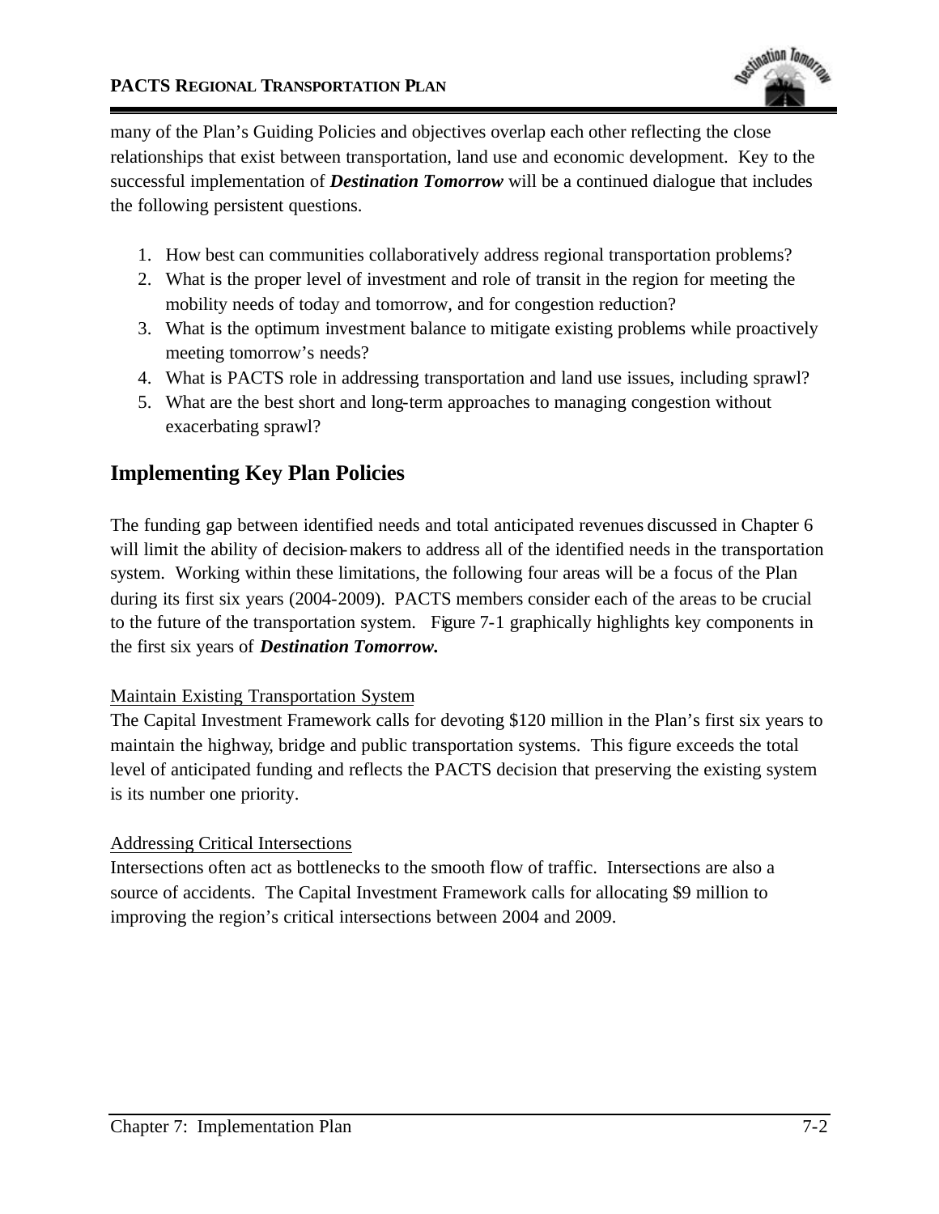many of the Plan's Guiding Policies and objectives overlap each other reflecting the close relationships that exist between transportation, land use and economic development. Key to the successful implementation of ***Destination Tomorrow*** will be a continued dialogue that includes the following persistent questions.

1. How best can communities collaboratively address regional transportation problems?
2. What is the proper level of investment and role of transit in the region for meeting the mobility needs of today and tomorrow, and for congestion reduction?
3. What is the optimum investment balance to mitigate existing problems while proactively meeting tomorrow's needs?
4. What is PACTS role in addressing transportation and land use issues, including sprawl?
5. What are the best short and long-term approaches to managing congestion without exacerbating sprawl?

## Implementing Key Plan Policies

The funding gap between identified needs and total anticipated revenues discussed in Chapter 6 will limit the ability of decision-makers to address all of the identified needs in the transportation system. Working within these limitations, the following four areas will be a focus of the Plan during its first six years (2004-2009). PACTS members consider each of the areas to be crucial to the future of the transportation system. Figure 7-1 graphically highlights key components in the first six years of ***Destination Tomorrow.***

Maintain Existing Transportation System

The Capital Investment Framework calls for devoting $120 million in the Plan's first six years to maintain the highway, bridge and public transportation systems. This figure exceeds the total level of anticipated funding and reflects the PACTS decision that preserving the existing system is its number one priority.

Addressing Critical Intersections

Intersections often act as bottlenecks to the smooth flow of traffic. Intersections are also a source of accidents. The Capital Investment Framework calls for allocating $9 million to improving the region's critical intersections between 2004 and 2009.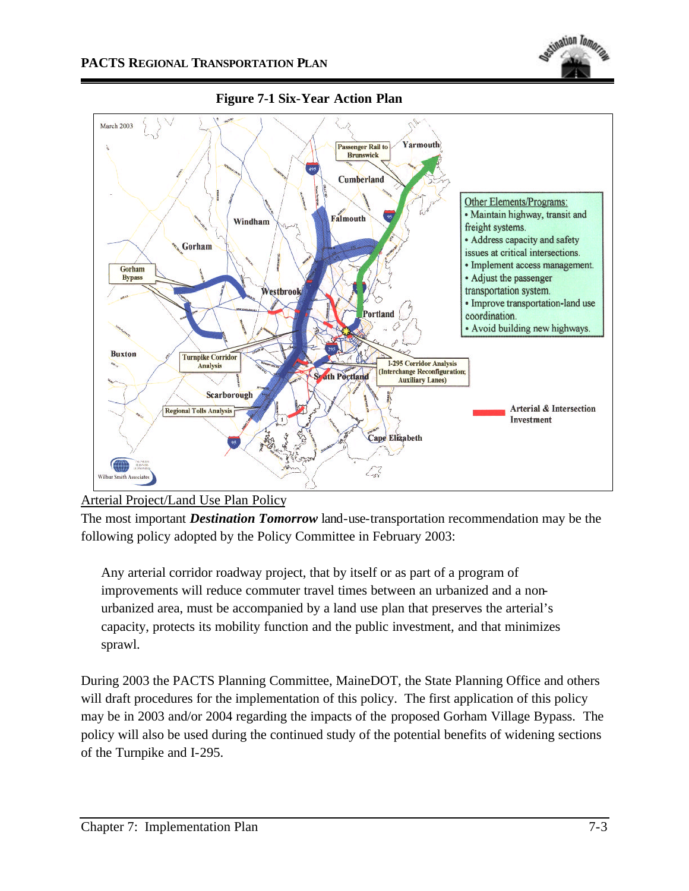**Figure 7-1 Six-Year Action Plan**

March 2003

Passenger Rail to Brunswick

Yarmouth

Cumberland

Falmouth

Windham

Gorham

Gorham Bypass

Westbrook

Portland

Buxton

Turnpike Corridor Analysis

South Portland

I-295 Corridor Analysis (Interchange Reconfiguration; Auxiliary Lanes)

Scarborough

Regional Tolls Analysis

Cape Elizabeth

Other Elements/Programs:

- Maintain highway, transit and freight systems.
- Address capacity and safety issues at critical intersections.
- Implement access management.
- Adjust the passenger transportation system.
- Improve transportation-land use coordination.
- Avoid building new highways.

Arterial & Intersection Investment

Wilbur Smith Associates

<u>Arterial Project/Land Use Plan Policy</u>

The most important ***Destination Tomorrow*** land-use-transportation recommendation may be the following policy adopted by the Policy Committee in February 2003:

> Any arterial corridor roadway project, that by itself or as part of a program of improvements will reduce commuter travel times between an urbanized and a non-urbanized area, must be accompanied by a land use plan that preserves the arterial's capacity, protects its mobility function and the public investment, and that minimizes sprawl.

During 2003 the PACTS Planning Committee, MaineDOT, the State Planning Office and others will draft procedures for the implementation of this policy. The first application of this policy may be in 2003 and/or 2004 regarding the impacts of the proposed Gorham Village Bypass. The policy will also be used during the continued study of the potential benefits of widening sections of the Turnpike and I-295.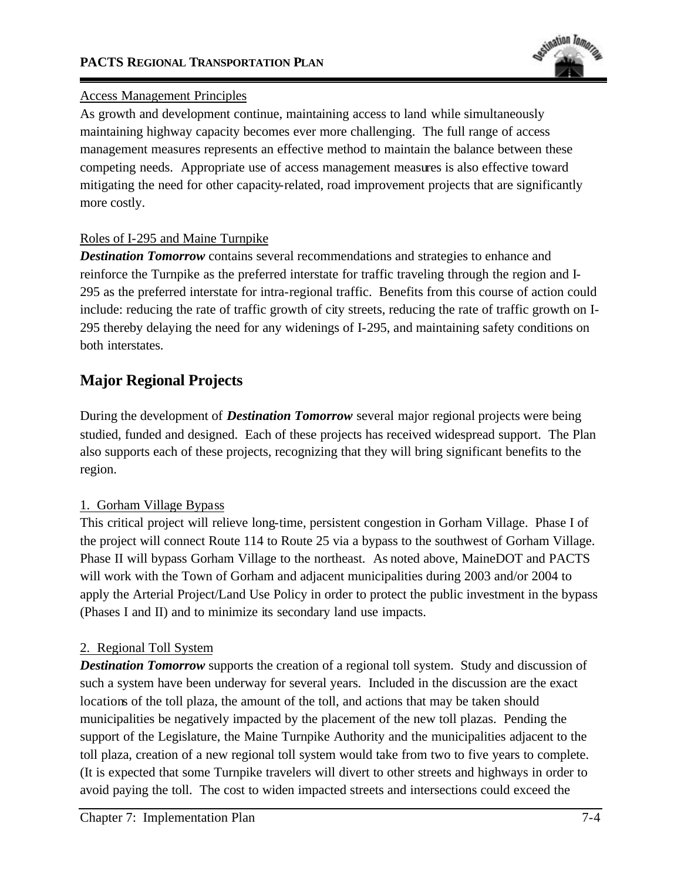Access Management Principles

As growth and development continue, maintaining access to land while simultaneously maintaining highway capacity becomes ever more challenging. The full range of access management measures represents an effective method to maintain the balance between these competing needs. Appropriate use of access management measures is also effective toward mitigating the need for other capacity-related, road improvement projects that are significantly more costly.

Roles of I-295 and Maine Turnpike

***Destination Tomorrow*** contains several recommendations and strategies to enhance and reinforce the Turnpike as the preferred interstate for traffic traveling through the region and I-295 as the preferred interstate for intra-regional traffic. Benefits from this course of action could include: reducing the rate of traffic growth of city streets, reducing the rate of traffic growth on I-295 thereby delaying the need for any widenings of I-295, and maintaining safety conditions on both interstates.

## Major Regional Projects

During the development of ***Destination Tomorrow*** several major regional projects were being studied, funded and designed. Each of these projects has received widespread support. The Plan also supports each of these projects, recognizing that they will bring significant benefits to the region.

1. Gorham Village Bypass

This critical project will relieve long-time, persistent congestion in Gorham Village. Phase I of the project will connect Route 114 to Route 25 via a bypass to the southwest of Gorham Village. Phase II will bypass Gorham Village to the northeast. As noted above, MaineDOT and PACTS will work with the Town of Gorham and adjacent municipalities during 2003 and/or 2004 to apply the Arterial Project/Land Use Policy in order to protect the public investment in the bypass (Phases I and II) and to minimize its secondary land use impacts.

2. Regional Toll System

***Destination Tomorrow*** supports the creation of a regional toll system. Study and discussion of such a system have been underway for several years. Included in the discussion are the exact locations of the toll plaza, the amount of the toll, and actions that may be taken should municipalities be negatively impacted by the placement of the new toll plazas. Pending the support of the Legislature, the Maine Turnpike Authority and the municipalities adjacent to the toll plaza, creation of a new regional toll system would take from two to five years to complete. (It is expected that some Turnpike travelers will divert to other streets and highways in order to avoid paying the toll. The cost to widen impacted streets and intersections could exceed the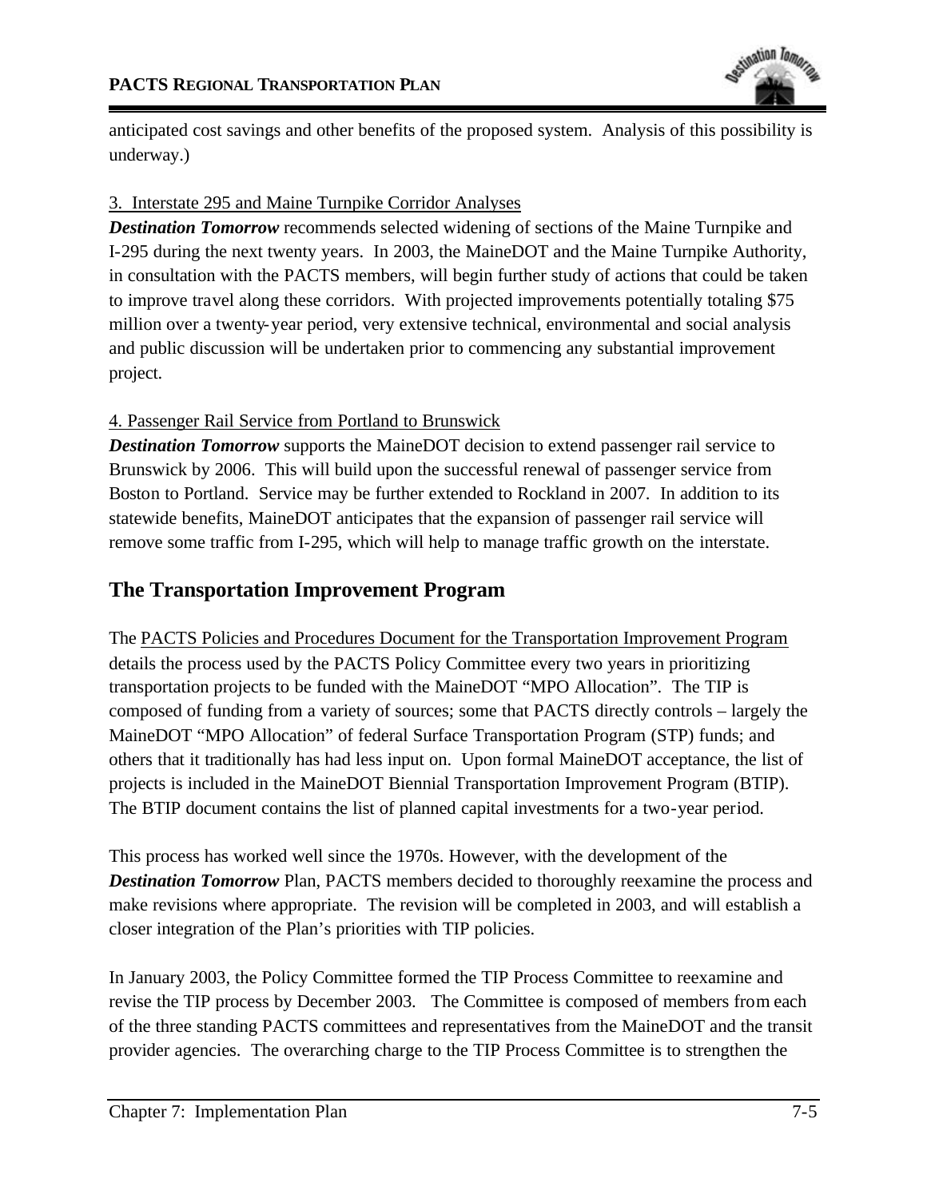anticipated cost savings and other benefits of the proposed system. Analysis of this possibility is underway.)

3. Interstate 295 and Maine Turnpike Corridor Analyses

***Destination Tomorrow*** recommends selected widening of sections of the Maine Turnpike and I-295 during the next twenty years. In 2003, the MaineDOT and the Maine Turnpike Authority, in consultation with the PACTS members, will begin further study of actions that could be taken to improve travel along these corridors. With projected improvements potentially totaling $75 million over a twenty-year period, very extensive technical, environmental and social analysis and public discussion will be undertaken prior to commencing any substantial improvement project.

4. Passenger Rail Service from Portland to Brunswick

***Destination Tomorrow*** supports the MaineDOT decision to extend passenger rail service to Brunswick by 2006. This will build upon the successful renewal of passenger service from Boston to Portland. Service may be further extended to Rockland in 2007. In addition to its statewide benefits, MaineDOT anticipates that the expansion of passenger rail service will remove some traffic from I-295, which will help to manage traffic growth on the interstate.

## The Transportation Improvement Program

The PACTS Policies and Procedures Document for the Transportation Improvement Program details the process used by the PACTS Policy Committee every two years in prioritizing transportation projects to be funded with the MaineDOT "MPO Allocation". The TIP is composed of funding from a variety of sources; some that PACTS directly controls – largely the MaineDOT "MPO Allocation" of federal Surface Transportation Program (STP) funds; and others that it traditionally has had less input on. Upon formal MaineDOT acceptance, the list of projects is included in the MaineDOT Biennial Transportation Improvement Program (BTIP). The BTIP document contains the list of planned capital investments for a two-year period.

This process has worked well since the 1970s. However, with the development of the ***Destination Tomorrow*** Plan, PACTS members decided to thoroughly reexamine the process and make revisions where appropriate. The revision will be completed in 2003, and will establish a closer integration of the Plan's priorities with TIP policies.

In January 2003, the Policy Committee formed the TIP Process Committee to reexamine and revise the TIP process by December 2003. The Committee is composed of members from each of the three standing PACTS committees and representatives from the MaineDOT and the transit provider agencies. The overarching charge to the TIP Process Committee is to strengthen the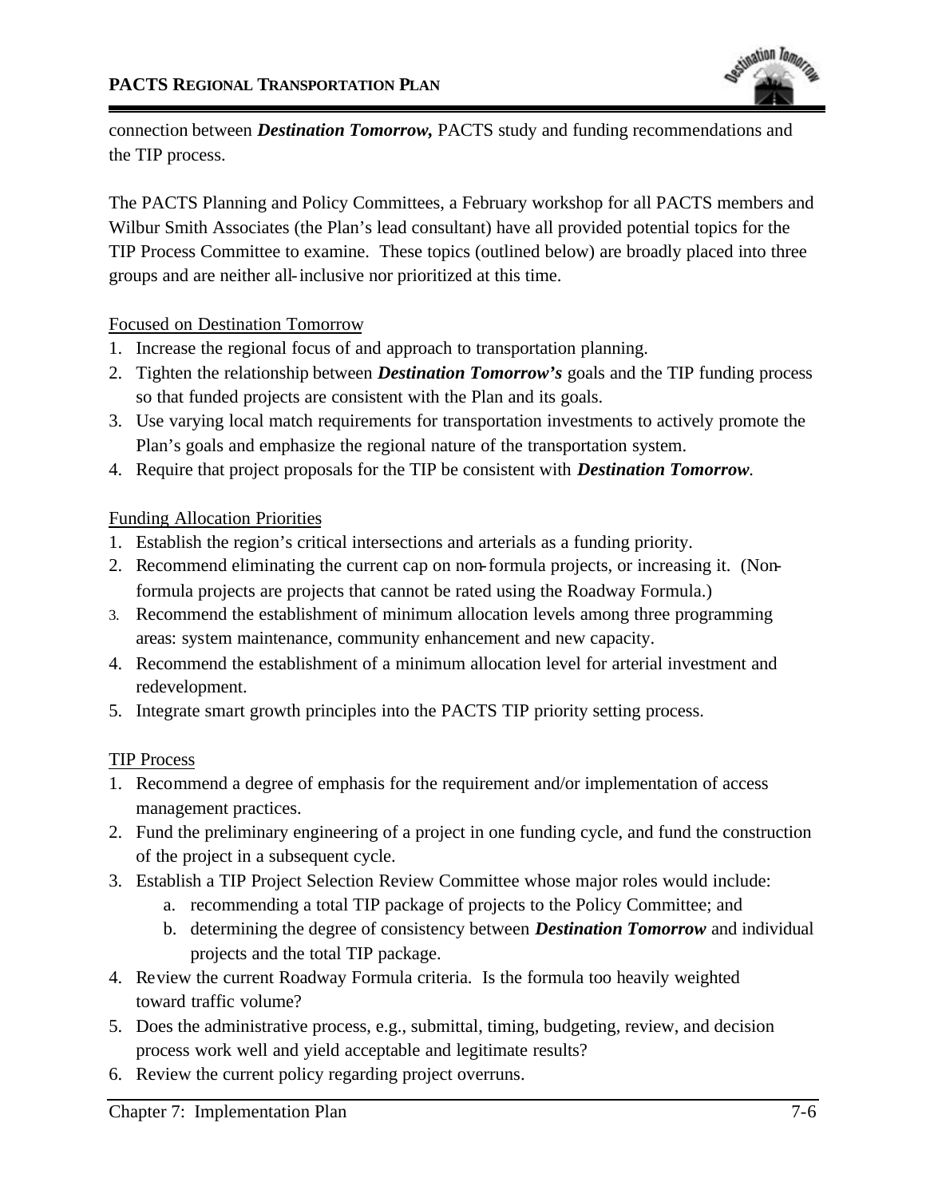connection between ***Destination Tomorrow,*** PACTS study and funding recommendations and the TIP process.

The PACTS Planning and Policy Committees, a February workshop for all PACTS members and Wilbur Smith Associates (the Plan's lead consultant) have all provided potential topics for the TIP Process Committee to examine. These topics (outlined below) are broadly placed into three groups and are neither all-inclusive nor prioritized at this time.

Focused on Destination Tomorrow

1. Increase the regional focus of and approach to transportation planning.
2. Tighten the relationship between ***Destination Tomorrow's*** goals and the TIP funding process so that funded projects are consistent with the Plan and its goals.
3. Use varying local match requirements for transportation investments to actively promote the Plan's goals and emphasize the regional nature of the transportation system.
4. Require that project proposals for the TIP be consistent with ***Destination Tomorrow***.

Funding Allocation Priorities

1. Establish the region's critical intersections and arterials as a funding priority.
2. Recommend eliminating the current cap on non-formula projects, or increasing it. (Non-formula projects are projects that cannot be rated using the Roadway Formula.)
3. Recommend the establishment of minimum allocation levels among three programming areas: system maintenance, community enhancement and new capacity.
4. Recommend the establishment of a minimum allocation level for arterial investment and redevelopment.
5. Integrate smart growth principles into the PACTS TIP priority setting process.

TIP Process

1. Recommend a degree of emphasis for the requirement and/or implementation of access management practices.
2. Fund the preliminary engineering of a project in one funding cycle, and fund the construction of the project in a subsequent cycle.
3. Establish a TIP Project Selection Review Committee whose major roles would include:
   a. recommending a total TIP package of projects to the Policy Committee; and
   b. determining the degree of consistency between ***Destination Tomorrow*** and individual projects and the total TIP package.
4. Review the current Roadway Formula criteria. Is the formula too heavily weighted toward traffic volume?
5. Does the administrative process, e.g., submittal, timing, budgeting, review, and decision process work well and yield acceptable and legitimate results?
6. Review the current policy regarding project overruns.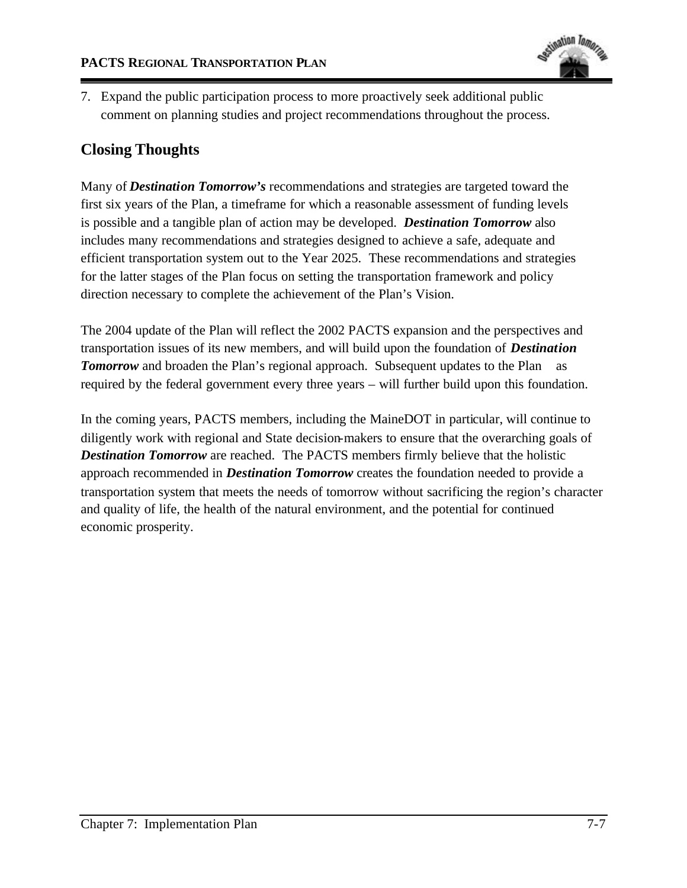7. Expand the public participation process to more proactively seek additional public comment on planning studies and project recommendations throughout the process.

## Closing Thoughts

Many of ***Destination Tomorrow's*** recommendations and strategies are targeted toward the first six years of the Plan, a timeframe for which a reasonable assessment of funding levels is possible and a tangible plan of action may be developed. ***Destination Tomorrow*** also includes many recommendations and strategies designed to achieve a safe, adequate and efficient transportation system out to the Year 2025. These recommendations and strategies for the latter stages of the Plan focus on setting the transportation framework and policy direction necessary to complete the achievement of the Plan's Vision.

The 2004 update of the Plan will reflect the 2002 PACTS expansion and the perspectives and transportation issues of its new members, and will build upon the foundation of ***Destination Tomorrow*** and broaden the Plan's regional approach. Subsequent updates to the Plan as required by the federal government every three years – will further build upon this foundation.

In the coming years, PACTS members, including the MaineDOT in particular, will continue to diligently work with regional and State decision-makers to ensure that the overarching goals of ***Destination Tomorrow*** are reached. The PACTS members firmly believe that the holistic approach recommended in ***Destination Tomorrow*** creates the foundation needed to provide a transportation system that meets the needs of tomorrow without sacrificing the region's character and quality of life, the health of the natural environment, and the potential for continued economic prosperity.